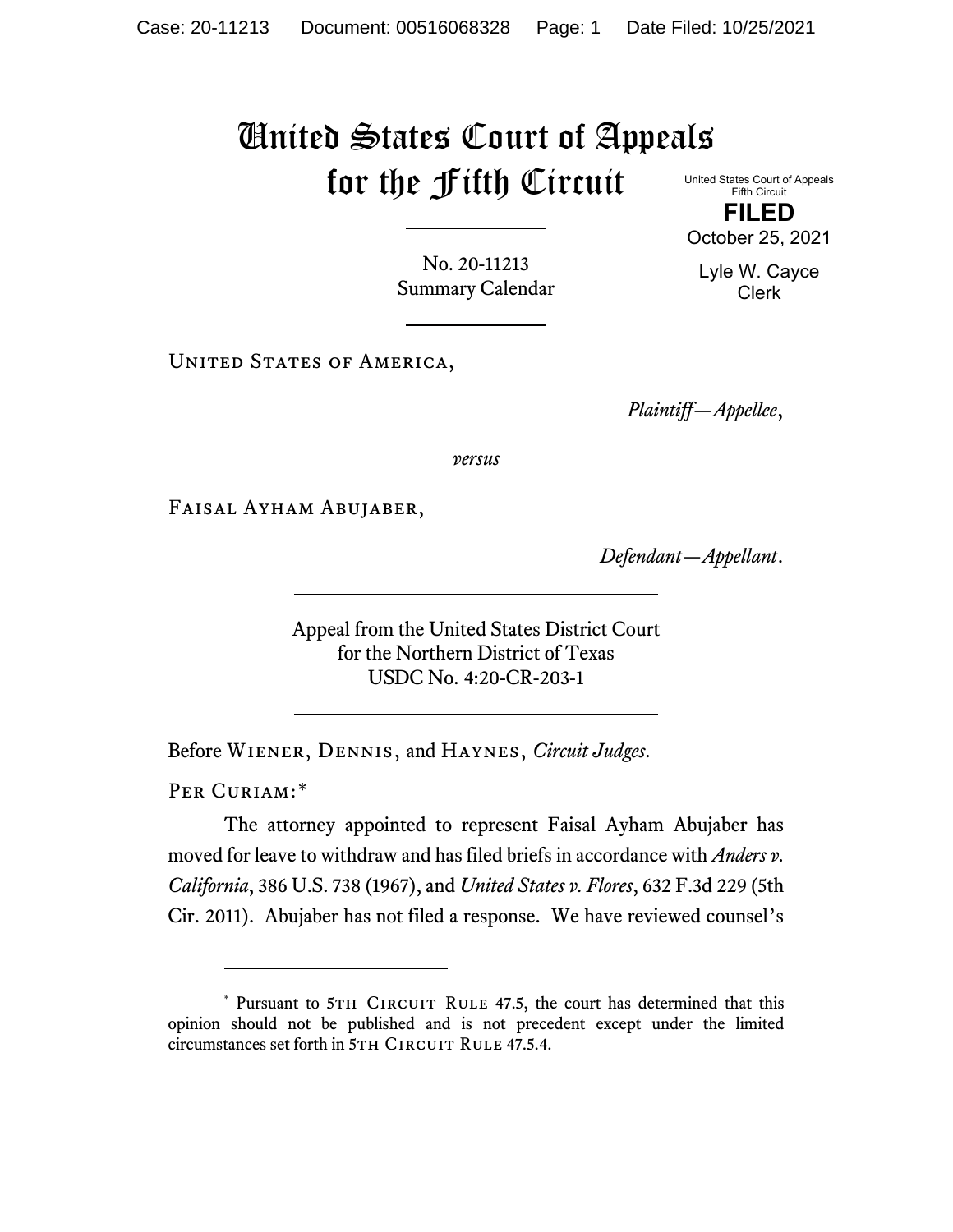# United States Court of Appeals for the Fifth Circuit

United States Court of Appeals
Fifth Circuit

**FILED**

October 25, 2021

Lyle W. Cayce
Clerk

No. 20-11213
Summary Calendar

United States of America,

*Plaintiff—Appellee*,

*versus*

Faisal Ayham Abujaber,

*Defendant—Appellant*.

Appeal from the United States District Court
for the Northern District of Texas
USDC No. 4:20-CR-203-1

Before Wiener, Dennis, and Haynes, *Circuit Judges*.

Per Curiam:*

The attorney appointed to represent Faisal Ayham Abujaber has moved for leave to withdraw and has filed briefs in accordance with *Anders v. California*, 386 U.S. 738 (1967), and *United States v. Flores*, 632 F.3d 229 (5th Cir. 2011). Abujaber has not filed a response. We have reviewed counsel's

---

\* Pursuant to 5th Circuit Rule 47.5, the court has determined that this opinion should not be published and is not precedent except under the limited circumstances set forth in 5th Circuit Rule 47.5.4.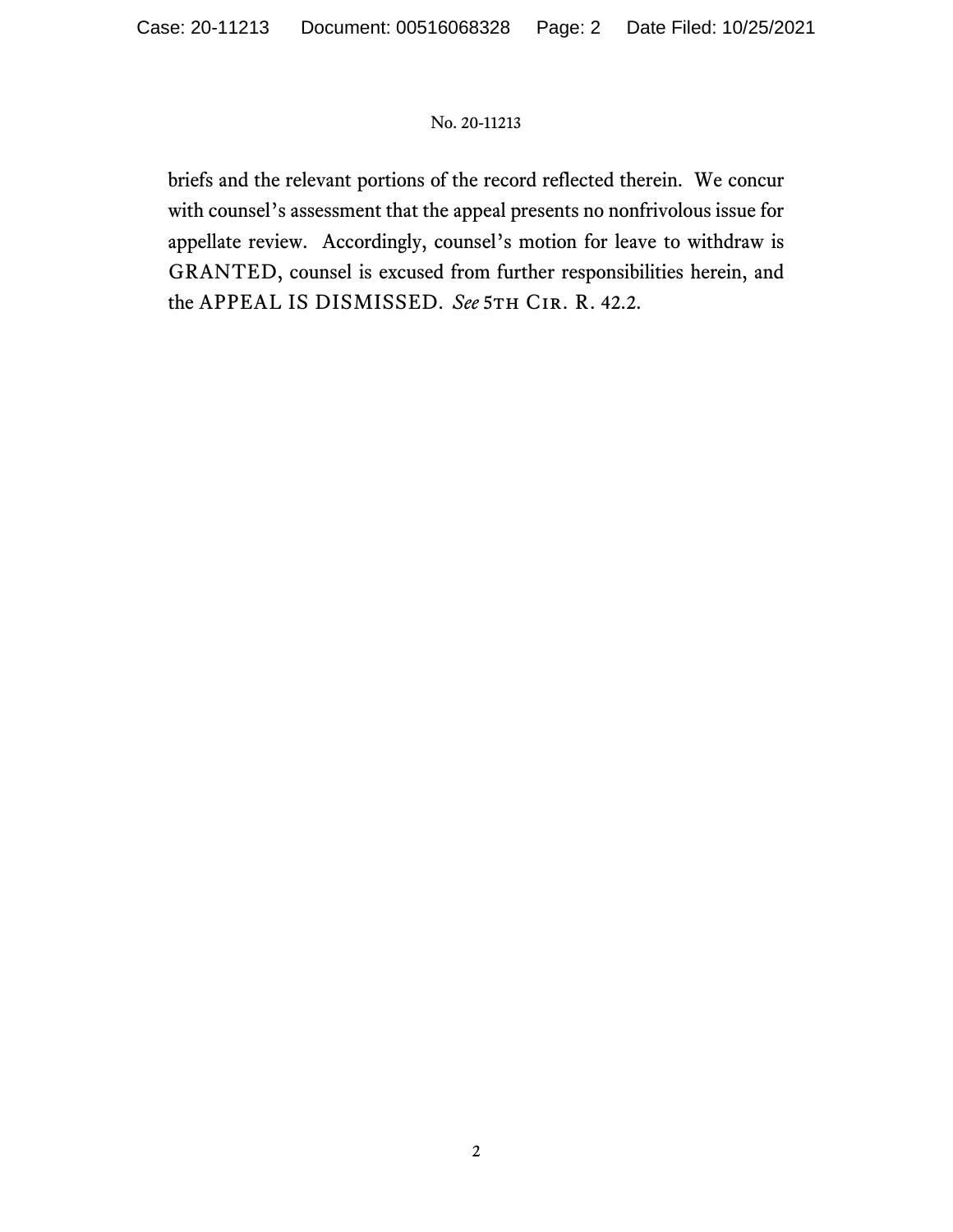briefs and the relevant portions of the record reflected therein. We concur with counsel's assessment that the appeal presents no nonfrivolous issue for appellate review. Accordingly, counsel's motion for leave to withdraw is GRANTED, counsel is excused from further responsibilities herein, and the APPEAL IS DISMISSED. *See* 5TH CIR. R. 42.2.